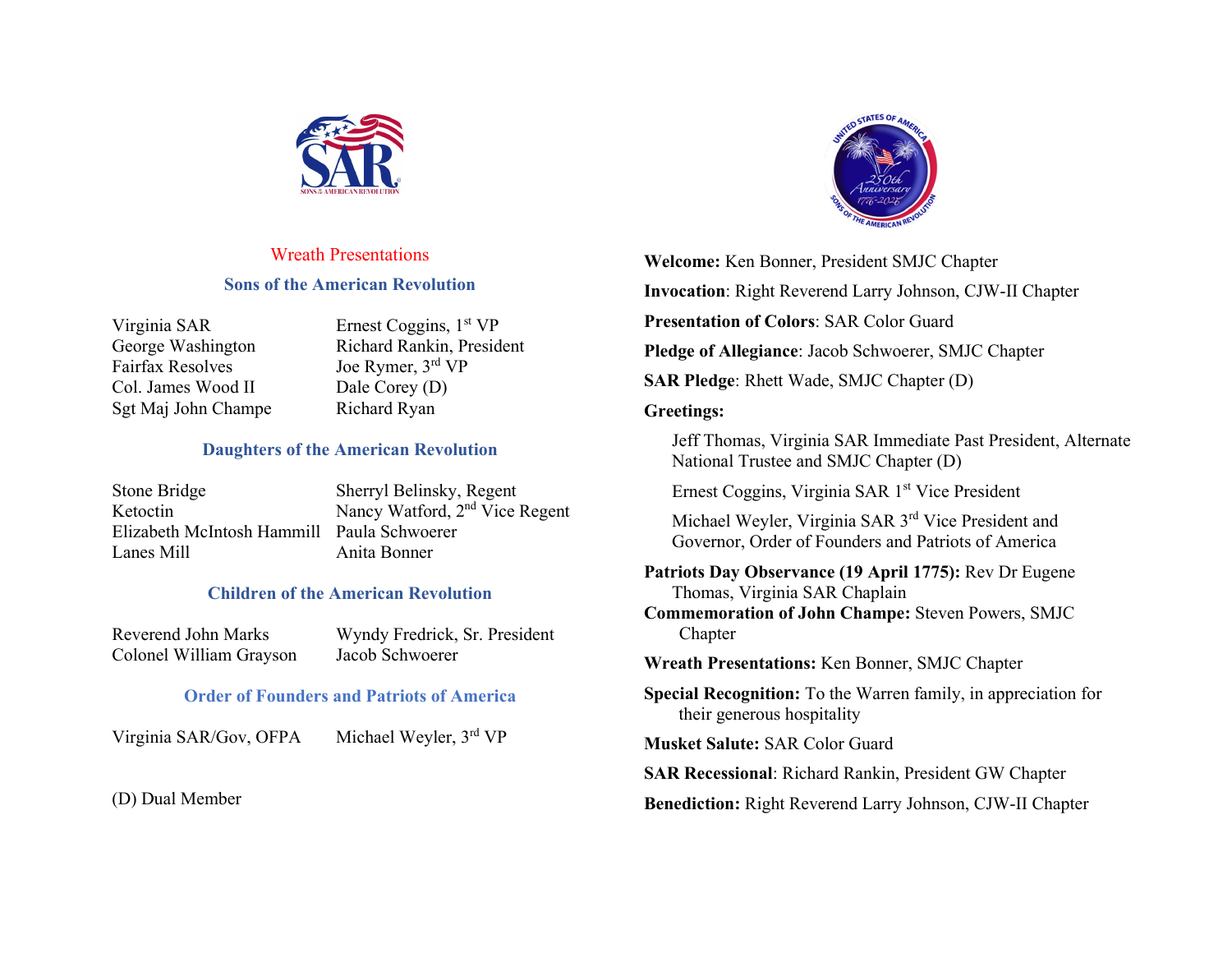## Wreath Presentations

### Sons of the American Revolution

| | |
|---|---|
| Virginia SAR | Ernest Coggins, 1st VP |
| George Washington | Richard Rankin, President |
| Fairfax Resolves | Joe Rymer, 3rd VP |
| Col. James Wood II | Dale Corey (D) |
| Sgt Maj John Champe | Richard Ryan |

### Daughters of the American Revolution

| | |
|---|---|
| Stone Bridge | Sherryl Belinsky, Regent |
| Ketoctin | Nancy Watford, 2nd Vice Regent |
| Elizabeth McIntosh Hammill | Paula Schwoerer |
| Lanes Mill | Anita Bonner |

### Children of the American Revolution

| | |
|---|---|
| Reverend John Marks | Wyndy Fredrick, Sr. President |
| Colonel William Grayson | Jacob Schwoerer |

### Order of Founders and Patriots of America

| | |
|---|---|
| Virginia SAR/Gov, OFPA | Michael Weyler, 3rd VP |

(D) Dual Member

**Welcome:** Ken Bonner, President SMJC Chapter

**Invocation**: Right Reverend Larry Johnson, CJW-II Chapter

**Presentation of Colors**: SAR Color Guard

**Pledge of Allegiance**: Jacob Schwoerer, SMJC Chapter

**SAR Pledge**: Rhett Wade, SMJC Chapter (D)

**Greetings:**

Jeff Thomas, Virginia SAR Immediate Past President, Alternate National Trustee and SMJC Chapter (D)

Ernest Coggins, Virginia SAR 1st Vice President

Michael Weyler, Virginia SAR 3rd Vice President and Governor, Order of Founders and Patriots of America

**Patriots Day Observance (19 April 1775):** Rev Dr Eugene Thomas, Virginia SAR Chaplain

**Commemoration of John Champe:** Steven Powers, SMJC Chapter

**Wreath Presentations:** Ken Bonner, SMJC Chapter

**Special Recognition:** To the Warren family, in appreciation for their generous hospitality

**Musket Salute:** SAR Color Guard

**SAR Recessional**: Richard Rankin, President GW Chapter

**Benediction:** Right Reverend Larry Johnson, CJW-II Chapter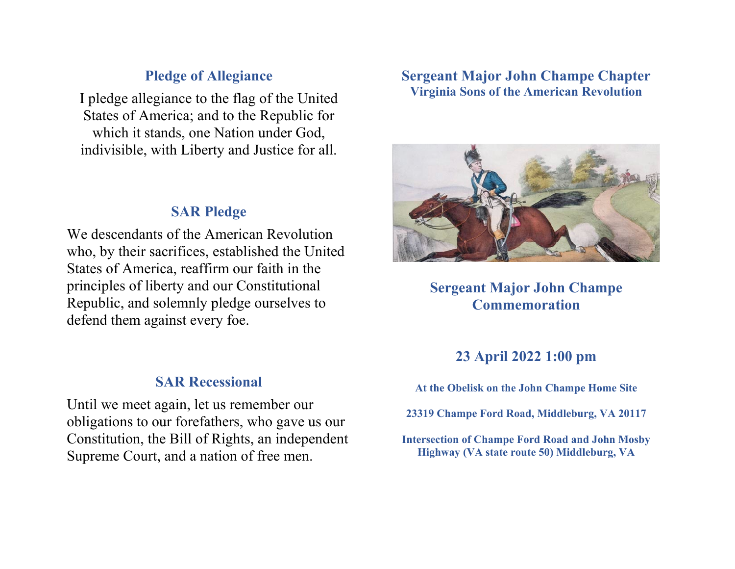## Pledge of Allegiance

I pledge allegiance to the flag of the United States of America; and to the Republic for which it stands, one Nation under God, indivisible, with Liberty and Justice for all.

## SAR Pledge

We descendants of the American Revolution who, by their sacrifices, established the United States of America, reaffirm our faith in the principles of liberty and our Constitutional Republic, and solemnly pledge ourselves to defend them against every foe.

## SAR Recessional

Until we meet again, let us remember our obligations to our forefathers, who gave us our Constitution, the Bill of Rights, an independent Supreme Court, and a nation of free men.

# Sergeant Major John Champe Chapter

**Virginia Sons of the American Revolution**

## Sergeant Major John Champe Commemoration

## 23 April 2022 1:00 pm

**At the Obelisk on the John Champe Home Site**

**23319 Champe Ford Road, Middleburg, VA 20117**

**Intersection of Champe Ford Road and John Mosby Highway (VA state route 50) Middleburg, VA**